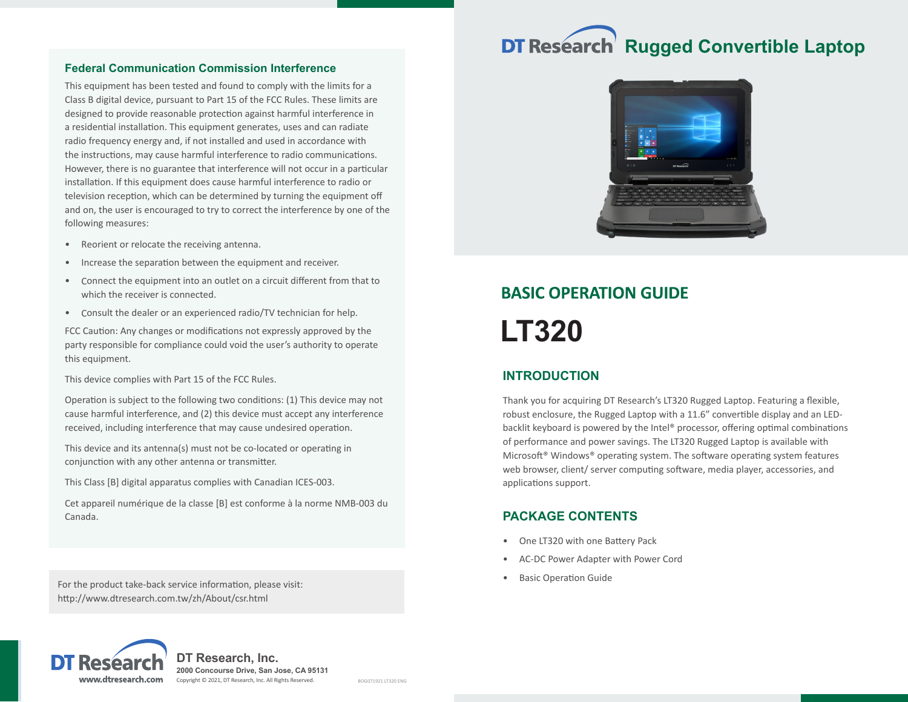# DT Research Rugged Convertible Laptop

## BASIC OPERATION GUIDE

# LT320

## INTRODUCTION

Thank you for acquiring DT Research's LT320 Rugged Laptop. Featuring a flexible, robust enclosure, the Rugged Laptop with a 11.6" convertible display and an LED-backlit keyboard is powered by the Intel® processor, offering optimal combinations of performance and power savings. The LT320 Rugged Laptop is available with Microsoft® Windows® operating system. The software operating system features web browser, client/ server computing software, media player, accessories, and applications support.

## PACKAGE CONTENTS

- One LT320 with one Battery Pack
- AC-DC Power Adapter with Power Cord
- Basic Operation Guide

### Federal Communication Commission Interference

This equipment has been tested and found to comply with the limits for a Class B digital device, pursuant to Part 15 of the FCC Rules. These limits are designed to provide reasonable protection against harmful interference in a residential installation. This equipment generates, uses and can radiate radio frequency energy and, if not installed and used in accordance with the instructions, may cause harmful interference to radio communications. However, there is no guarantee that interference will not occur in a particular installation. If this equipment does cause harmful interference to radio or television reception, which can be determined by turning the equipment off and on, the user is encouraged to try to correct the interference by one of the following measures:

- Reorient or relocate the receiving antenna.
- Increase the separation between the equipment and receiver.
- Connect the equipment into an outlet on a circuit different from that to which the receiver is connected.
- Consult the dealer or an experienced radio/TV technician for help.

FCC Caution: Any changes or modifications not expressly approved by the party responsible for compliance could void the user's authority to operate this equipment.

This device complies with Part 15 of the FCC Rules.

Operation is subject to the following two conditions: (1) This device may not cause harmful interference, and (2) this device must accept any interference received, including interference that may cause undesired operation.

This device and its antenna(s) must not be co-located or operating in conjunction with any other antenna or transmitter.

This Class [B] digital apparatus complies with Canadian ICES-003.

Cet appareil numérique de la classe [B] est conforme à la norme NMB-003 du Canada.

For the product take-back service information, please visit:
http://www.dtresearch.com.tw/zh/About/csr.html

DT Research
www.dtresearch.com

**DT Research, Inc.**
**2000 Concourse Drive, San Jose, CA 95131**
Copyright © 2021, DT Research, Inc. All Rights Reserved.

BOG071921 LT320 ENG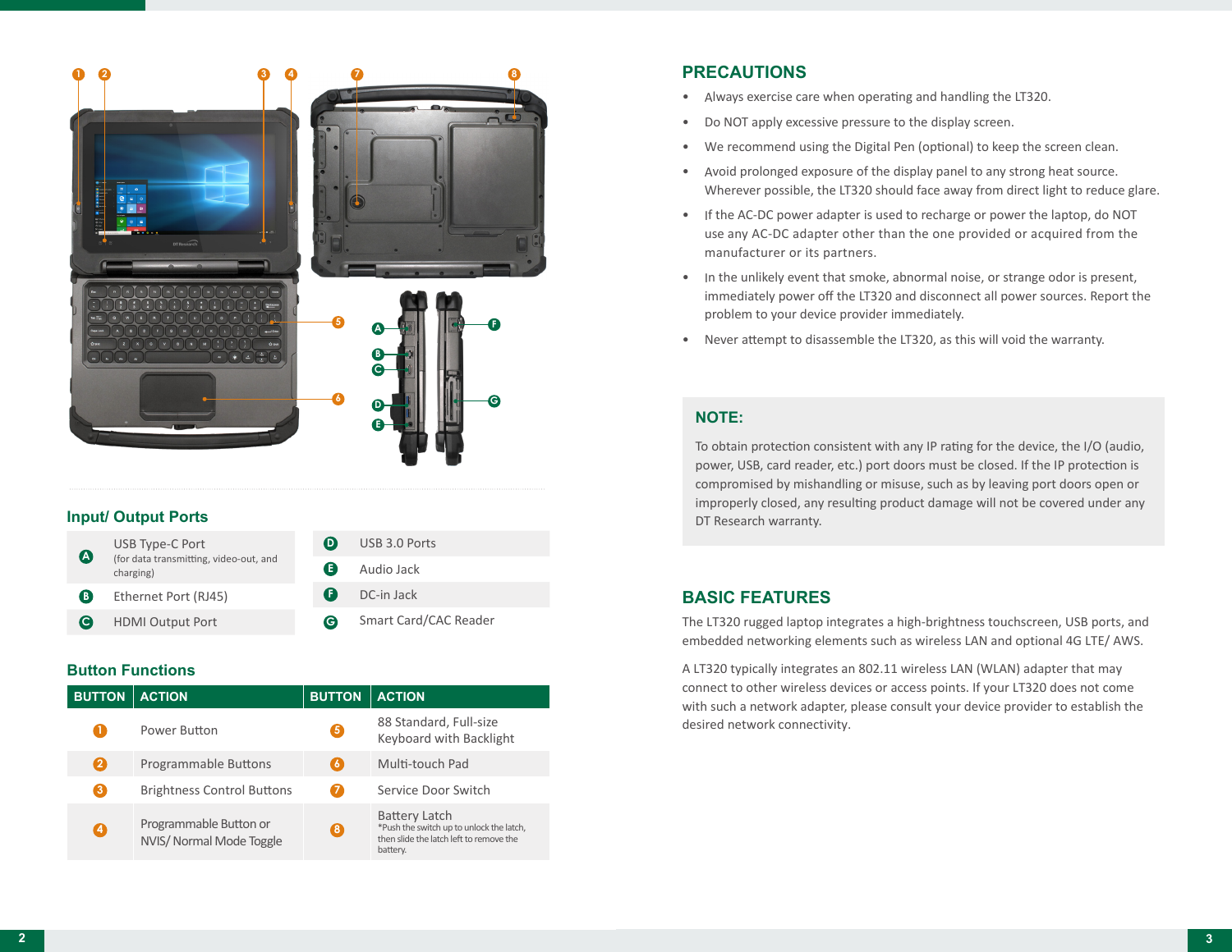## Input/ Output Ports

| | | | |
|---|---|---|---|
| A | USB Type-C Port (for data transmitting, video-out, and charging) | D | USB 3.0 Ports |
| B | Ethernet Port (RJ45) | E | Audio Jack |
| C | HDMI Output Port | F | DC-in Jack |
| | | G | Smart Card/CAC Reader |

## Button Functions

| BUTTON | ACTION | BUTTON | ACTION |
|---|---|---|---|
| 1 | Power Button | 5 | 88 Standard, Full-size Keyboard with Backlight |
| 2 | Programmable Buttons | 6 | Multi-touch Pad |
| 3 | Brightness Control Buttons | 7 | Service Door Switch |
| 4 | Programmable Button or NVIS/ Normal Mode Toggle | 8 | Battery Latch *Push the switch up to unlock the latch, then slide the latch left to remove the battery. |

## PRECAUTIONS

- Always exercise care when operating and handling the LT320.
- Do NOT apply excessive pressure to the display screen.
- We recommend using the Digital Pen (optional) to keep the screen clean.
- Avoid prolonged exposure of the display panel to any strong heat source. Wherever possible, the LT320 should face away from direct light to reduce glare.
- If the AC-DC power adapter is used to recharge or power the laptop, do NOT use any AC-DC adapter other than the one provided or acquired from the manufacturer or its partners.
- In the unlikely event that smoke, abnormal noise, or strange odor is present, immediately power off the LT320 and disconnect all power sources. Report the problem to your device provider immediately.
- Never attempt to disassemble the LT320, as this will void the warranty.

### NOTE:

To obtain protection consistent with any IP rating for the device, the I/O (audio, power, USB, card reader, etc.) port doors must be closed. If the IP protection is compromised by mishandling or misuse, such as by leaving port doors open or improperly closed, any resulting product damage will not be covered under any DT Research warranty.

## BASIC FEATURES

The LT320 rugged laptop integrates a high-brightness touchscreen, USB ports, and embedded networking elements such as wireless LAN and optional 4G LTE/ AWS.

A LT320 typically integrates an 802.11 wireless LAN (WLAN) adapter that may connect to other wireless devices or access points. If your LT320 does not come with such a network adapter, please consult your device provider to establish the desired network connectivity.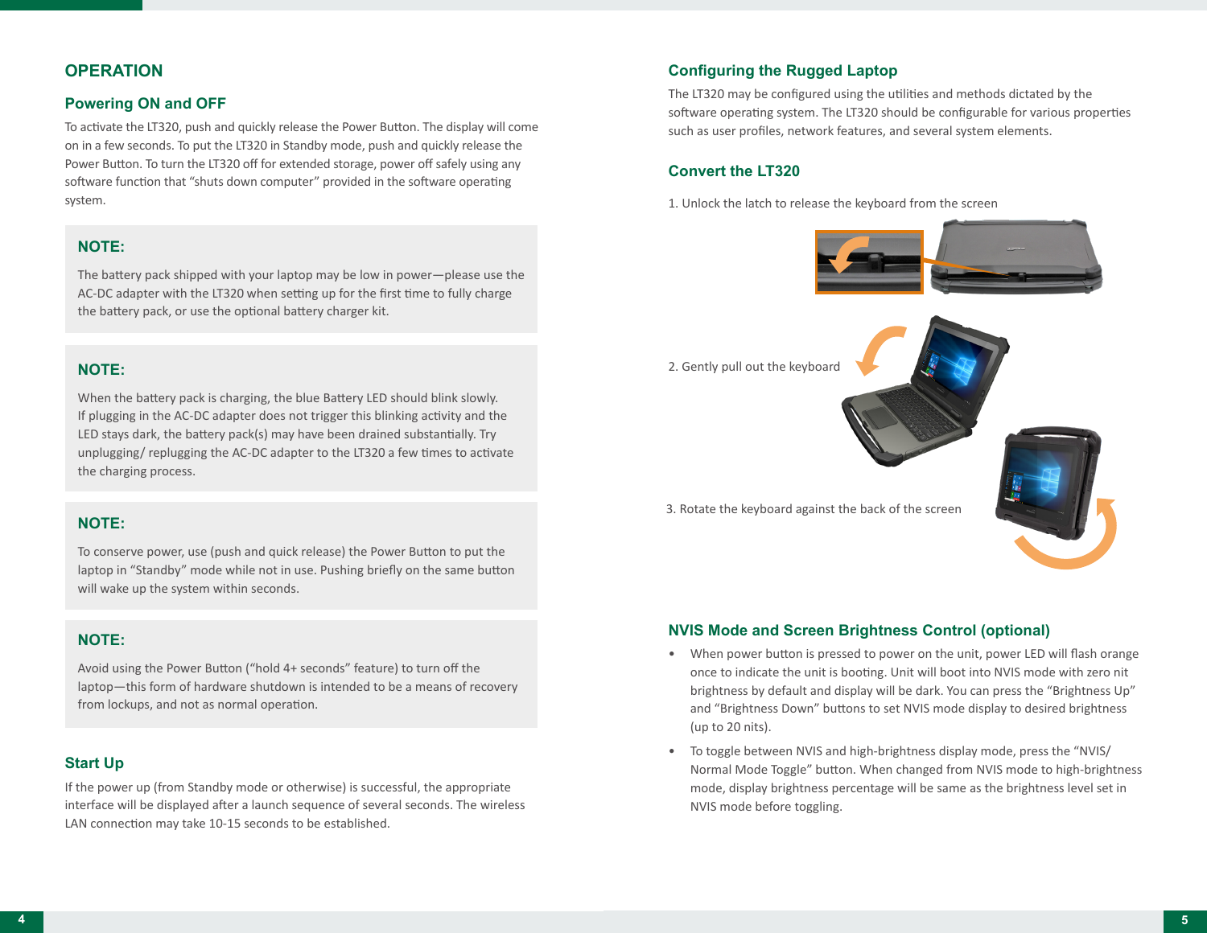# OPERATION

## Powering ON and OFF

To activate the LT320, push and quickly release the Power Button. The display will come on in a few seconds. To put the LT320 in Standby mode, push and quickly release the Power Button. To turn the LT320 off for extended storage, power off safely using any software function that "shuts down computer" provided in the software operating system.

> **NOTE:**
>
> The battery pack shipped with your laptop may be low in power—please use the AC-DC adapter with the LT320 when setting up for the first time to fully charge the battery pack, or use the optional battery charger kit.

> **NOTE:**
>
> When the battery pack is charging, the blue Battery LED should blink slowly. If plugging in the AC-DC adapter does not trigger this blinking activity and the LED stays dark, the battery pack(s) may have been drained substantially. Try unplugging/ replugging the AC-DC adapter to the LT320 a few times to activate the charging process.

> **NOTE:**
>
> To conserve power, use (push and quick release) the Power Button to put the laptop in "Standby" mode while not in use. Pushing briefly on the same button will wake up the system within seconds.

> **NOTE:**
>
> Avoid using the Power Button ("hold 4+ seconds" feature) to turn off the laptop—this form of hardware shutdown is intended to be a means of recovery from lockups, and not as normal operation.

## Start Up

If the power up (from Standby mode or otherwise) is successful, the appropriate interface will be displayed after a launch sequence of several seconds. The wireless LAN connection may take 10-15 seconds to be established.

## Configuring the Rugged Laptop

The LT320 may be configured using the utilities and methods dictated by the software operating system. The LT320 should be configurable for various properties such as user profiles, network features, and several system elements.

## Convert the LT320

1. Unlock the latch to release the keyboard from the screen
2. Gently pull out the keyboard
3. Rotate the keyboard against the back of the screen

## NVIS Mode and Screen Brightness Control (optional)

- When power button is pressed to power on the unit, power LED will flash orange once to indicate the unit is booting. Unit will boot into NVIS mode with zero nit brightness by default and display will be dark. You can press the "Brightness Up" and "Brightness Down" buttons to set NVIS mode display to desired brightness (up to 20 nits).
- To toggle between NVIS and high-brightness display mode, press the "NVIS/ Normal Mode Toggle" button. When changed from NVIS mode to high-brightness mode, display brightness percentage will be same as the brightness level set in NVIS mode before toggling.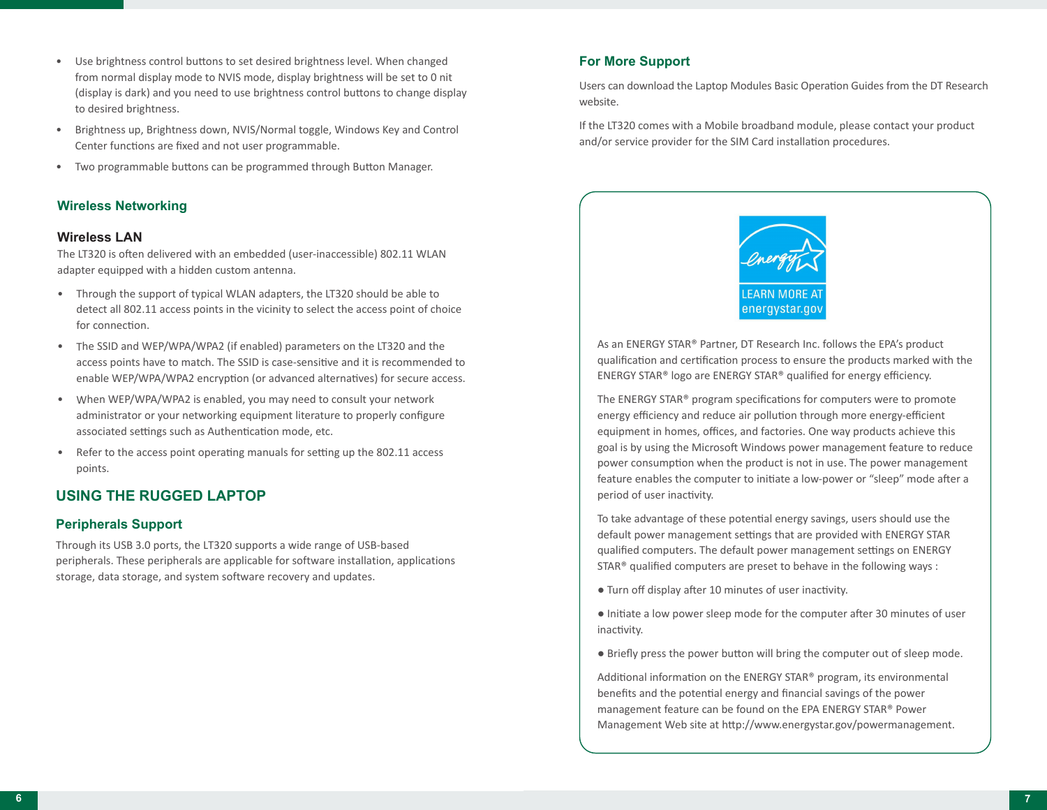- Use brightness control buttons to set desired brightness level. When changed from normal display mode to NVIS mode, display brightness will be set to 0 nit (display is dark) and you need to use brightness control buttons to change display to desired brightness.
- Brightness up, Brightness down, NVIS/Normal toggle, Windows Key and Control Center functions are fixed and not user programmable.
- Two programmable buttons can be programmed through Button Manager.

### Wireless Networking

#### Wireless LAN

The LT320 is often delivered with an embedded (user-inaccessible) 802.11 WLAN adapter equipped with a hidden custom antenna.

- Through the support of typical WLAN adapters, the LT320 should be able to detect all 802.11 access points in the vicinity to select the access point of choice for connection.
- The SSID and WEP/WPA/WPA2 (if enabled) parameters on the LT320 and the access points have to match. The SSID is case-sensitive and it is recommended to enable WEP/WPA/WPA2 encryption (or advanced alternatives) for secure access.
- When WEP/WPA/WPA2 is enabled, you may need to consult your network administrator or your networking equipment literature to properly configure associated settings such as Authentication mode, etc.
- Refer to the access point operating manuals for setting up the 802.11 access points.

## USING THE RUGGED LAPTOP

### Peripherals Support

Through its USB 3.0 ports, the LT320 supports a wide range of USB-based peripherals. These peripherals are applicable for software installation, applications storage, data storage, and system software recovery and updates.

### For More Support

Users can download the Laptop Modules Basic Operation Guides from the DT Research website.

If the LT320 comes with a Mobile broadband module, please contact your product and/or service provider for the SIM Card installation procedures.

energy
LEARN MORE AT
energystar.gov

As an ENERGY STAR® Partner, DT Research Inc. follows the EPA's product qualification and certification process to ensure the products marked with the ENERGY STAR® logo are ENERGY STAR® qualified for energy efficiency.

The ENERGY STAR® program specifications for computers were to promote energy efficiency and reduce air pollution through more energy-efficient equipment in homes, offices, and factories. One way products achieve this goal is by using the Microsoft Windows power management feature to reduce power consumption when the product is not in use. The power management feature enables the computer to initiate a low-power or "sleep" mode after a period of user inactivity.

To take advantage of these potential energy savings, users should use the default power management settings that are provided with ENERGY STAR qualified computers. The default power management settings on ENERGY STAR® qualified computers are preset to behave in the following ways :

- Turn off display after 10 minutes of user inactivity.
- Initiate a low power sleep mode for the computer after 30 minutes of user inactivity.
- Briefly press the power button will bring the computer out of sleep mode.

Additional information on the ENERGY STAR® program, its environmental benefits and the potential energy and financial savings of the power management feature can be found on the EPA ENERGY STAR® Power Management Web site at http://www.energystar.gov/powermanagement.